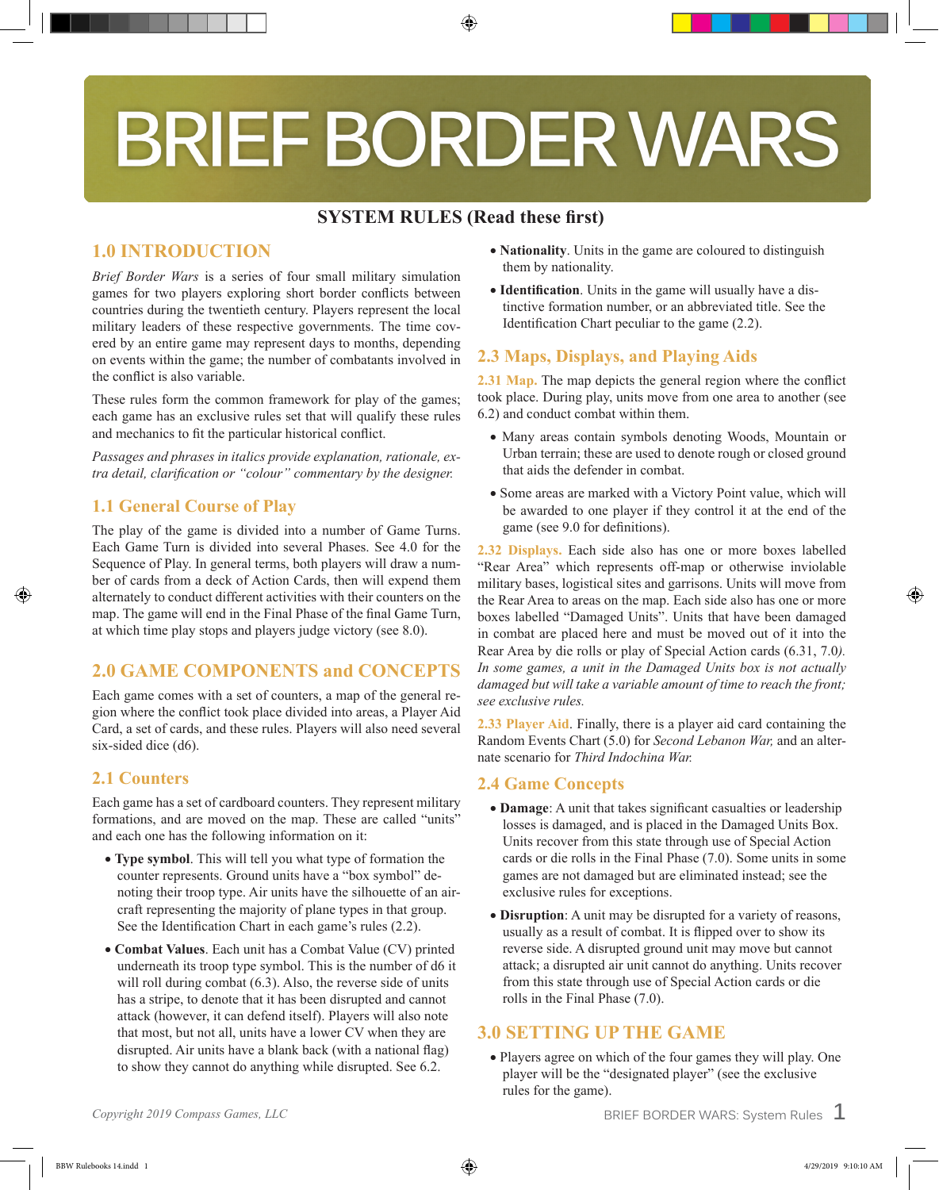# BRIEF BORDER WARS

## SYSTEM RULES (Read these first)

## 1.0 INTRODUCTION

*Brief Border Wars* is a series of four small military simulation games for two players exploring short border conflicts between countries during the twentieth century. Players represent the local military leaders of these respective governments. The time covered by an entire game may represent days to months, depending on events within the game; the number of combatants involved in the conflict is also variable.

These rules form the common framework for play of the games; each game has an exclusive rules set that will qualify these rules and mechanics to fit the particular historical conflict.

*Passages and phrases in italics provide explanation, rationale, extra detail, clarification or "colour" commentary by the designer.*

### 1.1 General Course of Play

The play of the game is divided into a number of Game Turns. Each Game Turn is divided into several Phases. See 4.0 for the Sequence of Play. In general terms, both players will draw a number of cards from a deck of Action Cards, then will expend them alternately to conduct different activities with their counters on the map. The game will end in the Final Phase of the final Game Turn, at which time play stops and players judge victory (see 8.0).

## 2.0 GAME COMPONENTS and CONCEPTS

Each game comes with a set of counters, a map of the general region where the conflict took place divided into areas, a Player Aid Card, a set of cards, and these rules. Players will also need several six-sided dice (d6).

### 2.1 Counters

Each game has a set of cardboard counters. They represent military formations, and are moved on the map. These are called "units" and each one has the following information on it:

- **Type symbol**. This will tell you what type of formation the counter represents. Ground units have a "box symbol" denoting their troop type. Air units have the silhouette of an aircraft representing the majority of plane types in that group. See the Identification Chart in each game's rules (2.2).
- **Combat Values**. Each unit has a Combat Value (CV) printed underneath its troop type symbol. This is the number of d6 it will roll during combat (6.3). Also, the reverse side of units has a stripe, to denote that it has been disrupted and cannot attack (however, it can defend itself). Players will also note that most, but not all, units have a lower CV when they are disrupted. Air units have a blank back (with a national flag) to show they cannot do anything while disrupted. See 6.2.
- **Nationality**. Units in the game are coloured to distinguish them by nationality.
- **Identification**. Units in the game will usually have a distinctive formation number, or an abbreviated title. See the Identification Chart peculiar to the game (2.2).

### 2.3 Maps, Displays, and Playing Aids

**2.31 Map.** The map depicts the general region where the conflict took place. During play, units move from one area to another (see 6.2) and conduct combat within them.

- Many areas contain symbols denoting Woods, Mountain or Urban terrain; these are used to denote rough or closed ground that aids the defender in combat.
- Some areas are marked with a Victory Point value, which will be awarded to one player if they control it at the end of the game (see 9.0 for definitions).

**2.32 Displays.** Each side also has one or more boxes labelled "Rear Area" which represents off-map or otherwise inviolable military bases, logistical sites and garrisons. Units will move from the Rear Area to areas on the map. Each side also has one or more boxes labelled "Damaged Units". Units that have been damaged in combat are placed here and must be moved out of it into the Rear Area by die rolls or play of Special Action cards (6.31, 7.0*). In some games, a unit in the Damaged Units box is not actually damaged but will take a variable amount of time to reach the front; see exclusive rules.*

**2.33 Player Aid.** Finally, there is a player aid card containing the Random Events Chart (5.0) for *Second Lebanon War,* and an alternate scenario for *Third Indochina War.*

### 2.4 Game Concepts

- **Damage**: A unit that takes significant casualties or leadership losses is damaged, and is placed in the Damaged Units Box. Units recover from this state through use of Special Action cards or die rolls in the Final Phase (7.0). Some units in some games are not damaged but are eliminated instead; see the exclusive rules for exceptions.
- **Disruption**: A unit may be disrupted for a variety of reasons, usually as a result of combat. It is flipped over to show its reverse side. A disrupted ground unit may move but cannot attack; a disrupted air unit cannot do anything. Units recover from this state through use of Special Action cards or die rolls in the Final Phase (7.0).

## 3.0 SETTING UP THE GAME

- Players agree on which of the four games they will play. One player will be the "designated player" (see the exclusive rules for the game).

*Copyright 2019 Compass Games, LLC*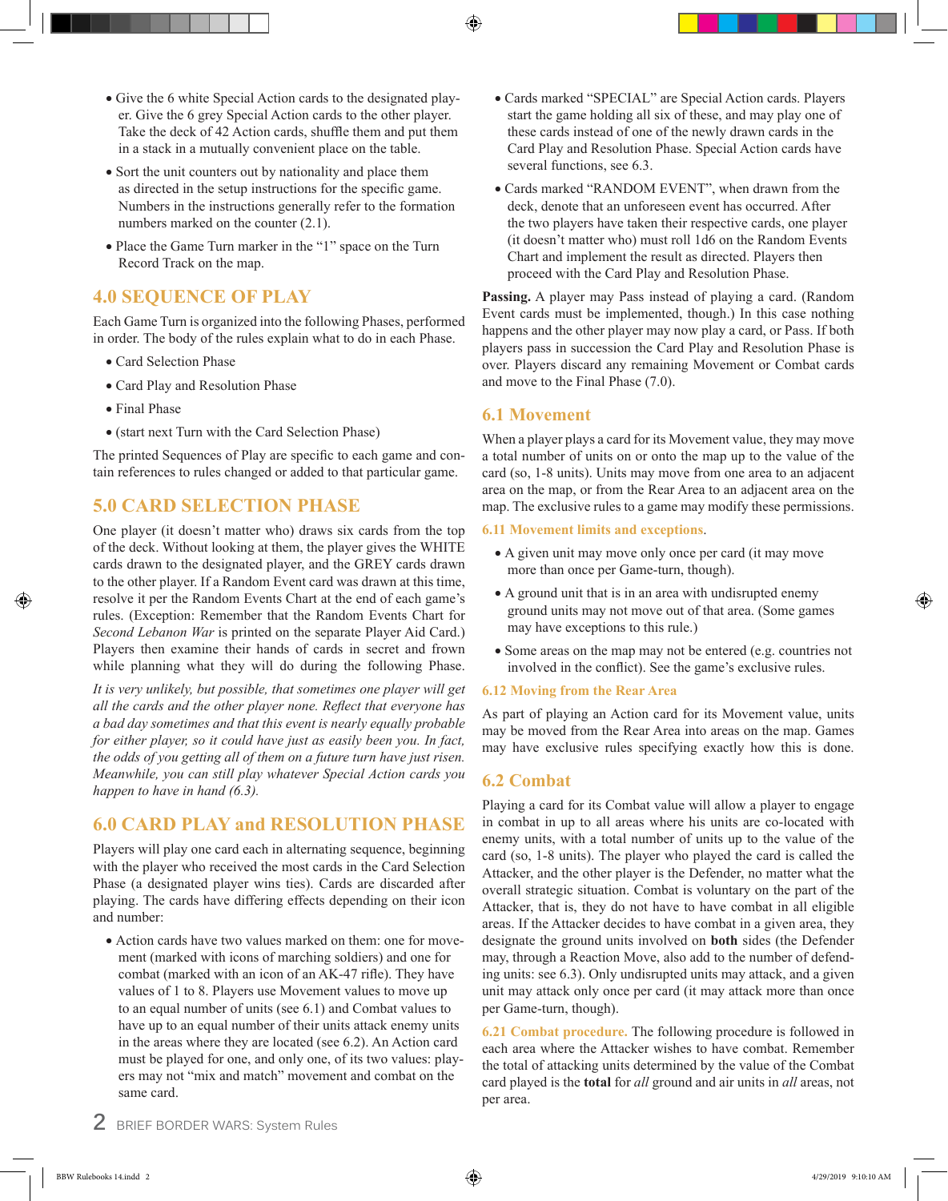- Give the 6 white Special Action cards to the designated player. Give the 6 grey Special Action cards to the other player. Take the deck of 42 Action cards, shuffle them and put them in a stack in a mutually convenient place on the table.
- Sort the unit counters out by nationality and place them as directed in the setup instructions for the specific game. Numbers in the instructions generally refer to the formation numbers marked on the counter (2.1).
- Place the Game Turn marker in the "1" space on the Turn Record Track on the map.

## 4.0 SEQUENCE OF PLAY

Each Game Turn is organized into the following Phases, performed in order. The body of the rules explain what to do in each Phase.

- Card Selection Phase
- Card Play and Resolution Phase
- Final Phase
- (start next Turn with the Card Selection Phase)

The printed Sequences of Play are specific to each game and contain references to rules changed or added to that particular game.

## 5.0 CARD SELECTION PHASE

One player (it doesn't matter who) draws six cards from the top of the deck. Without looking at them, the player gives the WHITE cards drawn to the designated player, and the GREY cards drawn to the other player. If a Random Event card was drawn at this time, resolve it per the Random Events Chart at the end of each game's rules. (Exception: Remember that the Random Events Chart for *Second Lebanon War* is printed on the separate Player Aid Card.) Players then examine their hands of cards in secret and frown while planning what they will do during the following Phase.

*It is very unlikely, but possible, that sometimes one player will get all the cards and the other player none. Reflect that everyone has a bad day sometimes and that this event is nearly equally probable for either player, so it could have just as easily been you. In fact, the odds of you getting all of them on a future turn have just risen. Meanwhile, you can still play whatever Special Action cards you happen to have in hand (6.3).*

## 6.0 CARD PLAY and RESOLUTION PHASE

Players will play one card each in alternating sequence, beginning with the player who received the most cards in the Card Selection Phase (a designated player wins ties). Cards are discarded after playing. The cards have differing effects depending on their icon and number:

- Action cards have two values marked on them: one for movement (marked with icons of marching soldiers) and one for combat (marked with an icon of an AK-47 rifle). They have values of 1 to 8. Players use Movement values to move up to an equal number of units (see 6.1) and Combat values to have up to an equal number of their units attack enemy units in the areas where they are located (see 6.2). An Action card must be played for one, and only one, of its two values: players may not "mix and match" movement and combat on the same card.
- Cards marked "SPECIAL" are Special Action cards. Players start the game holding all six of these, and may play one of these cards instead of one of the newly drawn cards in the Card Play and Resolution Phase. Special Action cards have several functions, see 6.3.
- Cards marked "RANDOM EVENT", when drawn from the deck, denote that an unforeseen event has occurred. After the two players have taken their respective cards, one player (it doesn't matter who) must roll 1d6 on the Random Events Chart and implement the result as directed. Players then proceed with the Card Play and Resolution Phase.

**Passing.** A player may Pass instead of playing a card. (Random Event cards must be implemented, though.) In this case nothing happens and the other player may now play a card, or Pass. If both players pass in succession the Card Play and Resolution Phase is over. Players discard any remaining Movement or Combat cards and move to the Final Phase (7.0).

## 6.1 Movement

When a player plays a card for its Movement value, they may move a total number of units on or onto the map up to the value of the card (so, 1-8 units). Units may move from one area to an adjacent area on the map, or from the Rear Area to an adjacent area on the map. The exclusive rules to a game may modify these permissions.

### 6.11 Movement limits and exceptions.

- A given unit may move only once per card (it may move more than once per Game-turn, though).
- A ground unit that is in an area with undisrupted enemy ground units may not move out of that area. (Some games may have exceptions to this rule.)
- Some areas on the map may not be entered (e.g. countries not involved in the conflict). See the game's exclusive rules.

### 6.12 Moving from the Rear Area

As part of playing an Action card for its Movement value, units may be moved from the Rear Area into areas on the map. Games may have exclusive rules specifying exactly how this is done.

## 6.2 Combat

Playing a card for its Combat value will allow a player to engage in combat in up to all areas where his units are co-located with enemy units, with a total number of units up to the value of the card (so, 1-8 units). The player who played the card is called the Attacker, and the other player is the Defender, no matter what the overall strategic situation. Combat is voluntary on the part of the Attacker, that is, they do not have to have combat in all eligible areas. If the Attacker decides to have combat in a given area, they designate the ground units involved on **both** sides (the Defender may, through a Reaction Move, also add to the number of defending units: see 6.3). Only undisrupted units may attack, and a given unit may attack only once per card (it may attack more than once per Game-turn, though).

**6.21 Combat procedure.** The following procedure is followed in each area where the Attacker wishes to have combat. Remember the total of attacking units determined by the value of the Combat card played is the **total** for *all* ground and air units in *all* areas, not per area.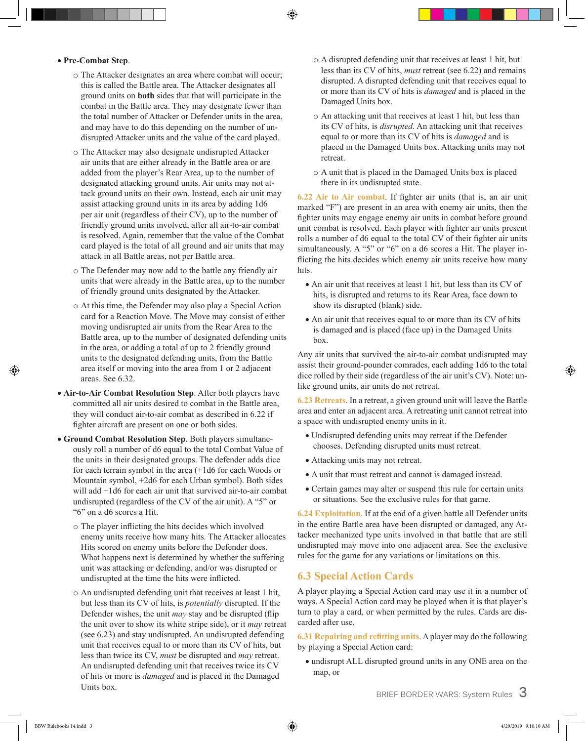- **Pre-Combat Step**.
  - The Attacker designates an area where combat will occur; this is called the Battle area. The Attacker designates all ground units on **both** sides that that will participate in the combat in the Battle area. They may designate fewer than the total number of Attacker or Defender units in the area, and may have to do this depending on the number of undisrupted Attacker units and the value of the card played.
  - The Attacker may also designate undisrupted Attacker air units that are either already in the Battle area or are added from the player's Rear Area, up to the number of designated attacking ground units. Air units may not attack ground units on their own. Instead, each air unit may assist attacking ground units in its area by adding 1d6 per air unit (regardless of their CV), up to the number of friendly ground units involved, after all air-to-air combat is resolved. Again, remember that the value of the Combat card played is the total of all ground and air units that may attack in all Battle areas, not per Battle area.
  - The Defender may now add to the battle any friendly air units that were already in the Battle area, up to the number of friendly ground units designated by the Attacker.
  - At this time, the Defender may also play a Special Action card for a Reaction Move. The Move may consist of either moving undisrupted air units from the Rear Area to the Battle area, up to the number of designated defending units in the area, or adding a total of up to 2 friendly ground units to the designated defending units, from the Battle area itself or moving into the area from 1 or 2 adjacent areas. See 6.32.
- **Air-to-Air Combat Resolution Step**. After both players have committed all air units desired to combat in the Battle area, they will conduct air-to-air combat as described in 6.22 if fighter aircraft are present on one or both sides.
- **Ground Combat Resolution Step**. Both players simultaneously roll a number of d6 equal to the total Combat Value of the units in their designated groups. The defender adds dice for each terrain symbol in the area (+1d6 for each Woods or Mountain symbol, +2d6 for each Urban symbol). Both sides will add +1d6 for each air unit that survived air-to-air combat undisrupted (regardless of the CV of the air unit). A "5" or "6" on a d6 scores a Hit.
  - The player inflicting the hits decides which involved enemy units receive how many hits. The Attacker allocates Hits scored on enemy units before the Defender does. What happens next is determined by whether the suffering unit was attacking or defending, and/or was disrupted or undisrupted at the time the hits were inflicted.
  - An undisrupted defending unit that receives at least 1 hit, but less than its CV of hits, is *potentially* disrupted. If the Defender wishes, the unit *may* stay and be disrupted (flip the unit over to show its white stripe side), or it *may* retreat (see 6.23) and stay undisrupted. An undisrupted defending unit that receives equal to or more than its CV of hits, but less than twice its CV, *must* be disrupted and *may* retreat. An undisrupted defending unit that receives twice its CV of hits or more is *damaged* and is placed in the Damaged Units box.
  - A disrupted defending unit that receives at least 1 hit, but less than its CV of hits, *must* retreat (see 6.22) and remains disrupted. A disrupted defending unit that receives equal to or more than its CV of hits is *damaged* and is placed in the Damaged Units box.
  - An attacking unit that receives at least 1 hit, but less than its CV of hits, is *disrupted*. An attacking unit that receives equal to or more than its CV of hits is *damaged* and is placed in the Damaged Units box. Attacking units may not retreat.
  - A unit that is placed in the Damaged Units box is placed there in its undisrupted state.

**6.22 Air to Air combat**. If fighter air units (that is, an air unit marked "F") are present in an area with enemy air units, then the fighter units may engage enemy air units in combat before ground unit combat is resolved. Each player with fighter air units present rolls a number of d6 equal to the total CV of their fighter air units simultaneously. A "5" or "6" on a d6 scores a Hit. The player inflicting the hits decides which enemy air units receive how many hits.

- An air unit that receives at least 1 hit, but less than its CV of hits, is disrupted and returns to its Rear Area, face down to show its disrupted (blank) side.
- An air unit that receives equal to or more than its CV of hits is damaged and is placed (face up) in the Damaged Units box.

Any air units that survived the air-to-air combat undisrupted may assist their ground-pounder comrades, each adding 1d6 to the total dice rolled by their side (regardless of the air unit's CV). Note: unlike ground units, air units do not retreat.

**6.23 Retreats**. In a retreat, a given ground unit will leave the Battle area and enter an adjacent area. A retreating unit cannot retreat into a space with undisrupted enemy units in it.

- Undisrupted defending units may retreat if the Defender chooses. Defending disrupted units must retreat.
- Attacking units may not retreat.
- A unit that must retreat and cannot is damaged instead.
- Certain games may alter or suspend this rule for certain units or situations. See the exclusive rules for that game.

**6.24 Exploitation**. If at the end of a given battle all Defender units in the entire Battle area have been disrupted or damaged, any Attacker mechanized type units involved in that battle that are still undisrupted may move into one adjacent area. See the exclusive rules for the game for any variations or limitations on this.

## 6.3 Special Action Cards

A player playing a Special Action card may use it in a number of ways. A Special Action card may be played when it is that player's turn to play a card, or when permitted by the rules. Cards are discarded after use.

**6.31 Repairing and refitting units**. A player may do the following by playing a Special Action card:

- undisrupt ALL disrupted ground units in any ONE area on the map, or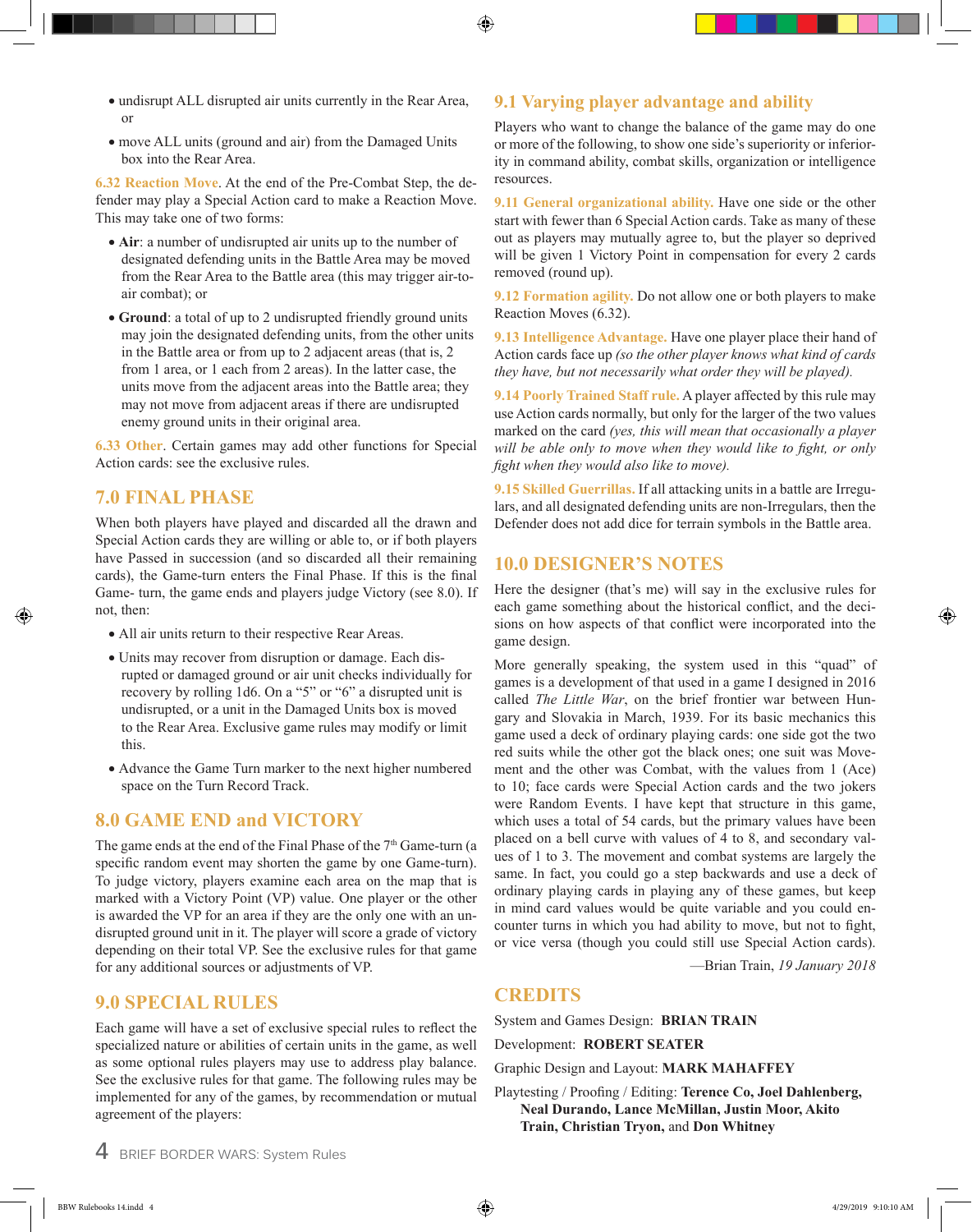- undisrupt ALL disrupted air units currently in the Rear Area, or
- move ALL units (ground and air) from the Damaged Units box into the Rear Area.

**6.32 Reaction Move**. At the end of the Pre-Combat Step, the defender may play a Special Action card to make a Reaction Move. This may take one of two forms:

- **Air**: a number of undisrupted air units up to the number of designated defending units in the Battle Area may be moved from the Rear Area to the Battle area (this may trigger air-to-air combat); or
- **Ground**: a total of up to 2 undisrupted friendly ground units may join the designated defending units, from the other units in the Battle area or from up to 2 adjacent areas (that is, 2 from 1 area, or 1 each from 2 areas). In the latter case, the units move from the adjacent areas into the Battle area; they may not move from adjacent areas if there are undisrupted enemy ground units in their original area.

**6.33 Other**. Certain games may add other functions for Special Action cards: see the exclusive rules.

## 7.0 FINAL PHASE

When both players have played and discarded all the drawn and Special Action cards they are willing or able to, or if both players have Passed in succession (and so discarded all their remaining cards), the Game-turn enters the Final Phase. If this is the final Game- turn, the game ends and players judge Victory (see 8.0). If not, then:

- All air units return to their respective Rear Areas.
- Units may recover from disruption or damage. Each disrupted or damaged ground or air unit checks individually for recovery by rolling 1d6. On a "5" or "6" a disrupted unit is undisrupted, or a unit in the Damaged Units box is moved to the Rear Area. Exclusive game rules may modify or limit this.
- Advance the Game Turn marker to the next higher numbered space on the Turn Record Track.

## 8.0 GAME END and VICTORY

The game ends at the end of the Final Phase of the 7th Game-turn (a specific random event may shorten the game by one Game-turn). To judge victory, players examine each area on the map that is marked with a Victory Point (VP) value. One player or the other is awarded the VP for an area if they are the only one with an undisrupted ground unit in it. The player will score a grade of victory depending on their total VP. See the exclusive rules for that game for any additional sources or adjustments of VP.

## 9.0 SPECIAL RULES

Each game will have a set of exclusive special rules to reflect the specialized nature or abilities of certain units in the game, as well as some optional rules players may use to address play balance. See the exclusive rules for that game. The following rules may be implemented for any of the games, by recommendation or mutual agreement of the players:

## 9.1 Varying player advantage and ability

Players who want to change the balance of the game may do one or more of the following, to show one side's superiority or inferiority in command ability, combat skills, organization or intelligence resources.

**9.11 General organizational ability.** Have one side or the other start with fewer than 6 Special Action cards. Take as many of these out as players may mutually agree to, but the player so deprived will be given 1 Victory Point in compensation for every 2 cards removed (round up).

**9.12 Formation agility.** Do not allow one or both players to make Reaction Moves (6.32).

**9.13 Intelligence Advantage.** Have one player place their hand of Action cards face up *(so the other player knows what kind of cards they have, but not necessarily what order they will be played).*

**9.14 Poorly Trained Staff rule.** A player affected by this rule may use Action cards normally, but only for the larger of the two values marked on the card *(yes, this will mean that occasionally a player will be able only to move when they would like to fight, or only fight when they would also like to move).*

**9.15 Skilled Guerrillas.** If all attacking units in a battle are Irregulars, and all designated defending units are non-Irregulars, then the Defender does not add dice for terrain symbols in the Battle area.

## 10.0 DESIGNER'S NOTES

Here the designer (that's me) will say in the exclusive rules for each game something about the historical conflict, and the decisions on how aspects of that conflict were incorporated into the game design.

More generally speaking, the system used in this "quad" of games is a development of that used in a game I designed in 2016 called *The Little War*, on the brief frontier war between Hungary and Slovakia in March, 1939. For its basic mechanics this game used a deck of ordinary playing cards: one side got the two red suits while the other got the black ones; one suit was Movement and the other was Combat, with the values from 1 (Ace) to 10; face cards were Special Action cards and the two jokers were Random Events. I have kept that structure in this game, which uses a total of 54 cards, but the primary values have been placed on a bell curve with values of 4 to 8, and secondary values of 1 to 3. The movement and combat systems are largely the same. In fact, you could go a step backwards and use a deck of ordinary playing cards in playing any of these games, but keep in mind card values would be quite variable and you could encounter turns in which you had ability to move, but not to fight, or vice versa (though you could still use Special Action cards).

—Brian Train, *19 January 2018*

## CREDITS

System and Games Design: **BRIAN TRAIN**

Development: **ROBERT SEATER**

Graphic Design and Layout: **MARK MAHAFFEY**

Playtesting / Proofing / Editing: **Terence Co, Joel Dahlenberg, Neal Durando, Lance McMillan, Justin Moor, Akito Train, Christian Tryon,** and **Don Whitney**